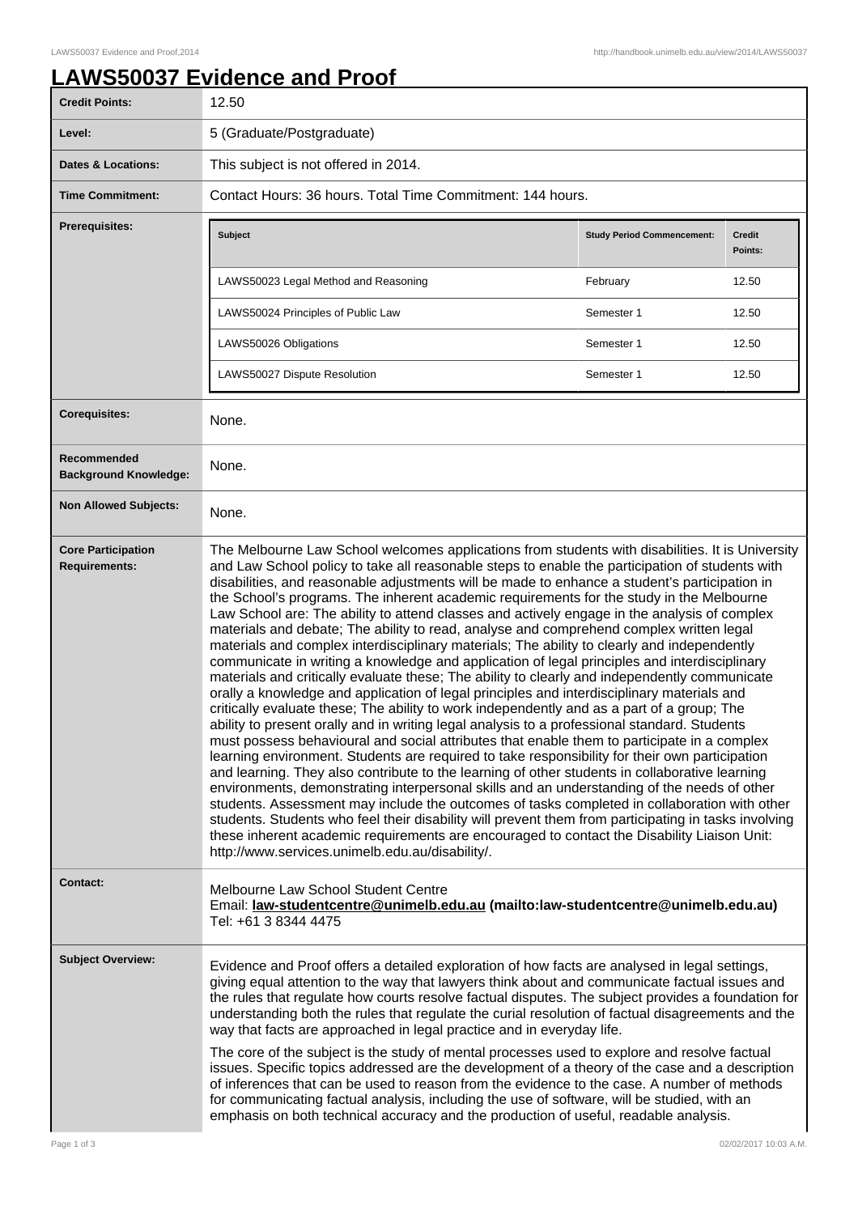# LAWS50037 Evidence and Proof

| | |
|---|---|
| **Credit Points:** | 12.50 |
| **Level:** | 5 (Graduate/Postgraduate) |
| **Dates & Locations:** | This subject is not offered in 2014. |
| **Time Commitment:** | Contact Hours: 36 hours. Total Time Commitment: 144 hours. |
| **Prerequisites:** | see table below |
| **Corequisites:** | None. |
| **Recommended Background Knowledge:** | None. |
| **Non Allowed Subjects:** | None. |
| **Core Participation Requirements:** | The Melbourne Law School welcomes applications from students with disabilities. It is University and Law School policy to take all reasonable steps to enable the participation of students with disabilities, and reasonable adjustments will be made to enhance a student's participation in the School's programs. The inherent academic requirements for the study in the Melbourne Law School are: The ability to attend classes and actively engage in the analysis of complex materials and debate; The ability to read, analyse and comprehend complex written legal materials and complex interdisciplinary materials; The ability to clearly and independently communicate in writing a knowledge and application of legal principles and interdisciplinary materials and critically evaluate these; The ability to clearly and independently communicate orally a knowledge and application of legal principles and interdisciplinary materials and critically evaluate these; The ability to work independently and as a part of a group; The ability to present orally and in writing legal analysis to a professional standard. Students must possess behavioural and social attributes that enable them to participate in a complex learning environment. Students are required to take responsibility for their own participation and learning. They also contribute to the learning of other students in collaborative learning environments, demonstrating interpersonal skills and an understanding of the needs of other students. Assessment may include the outcomes of tasks completed in collaboration with other students. Students who feel their disability will prevent them from participating in tasks involving these inherent academic requirements are encouraged to contact the Disability Liaison Unit: http://www.services.unimelb.edu.au/disability/. |
| **Contact:** | Melbourne Law School Student Centre<br>Email: **law-studentcentre@unimelb.edu.au (mailto:law-studentcentre@unimelb.edu.au)**<br>Tel: +61 3 8344 4475 |
| **Subject Overview:** | Evidence and Proof offers a detailed exploration of how facts are analysed in legal settings, giving equal attention to the way that lawyers think about and communicate factual issues and the rules that regulate how courts resolve factual disputes. The subject provides a foundation for understanding both the rules that regulate the curial resolution of factual disagreements and the way that facts are approached in legal practice and in everyday life.<br><br>The core of the subject is the study of mental processes used to explore and resolve factual issues. Specific topics addressed are the development of a theory of the case and a description of inferences that can be used to reason from the evidence to the case. A number of methods for communicating factual analysis, including the use of software, will be studied, with an emphasis on both technical accuracy and the production of useful, readable analysis. |

**Prerequisites:**

| Subject | Study Period Commencement: | Credit Points: |
|---|---|---|
| LAWS50023 Legal Method and Reasoning | February | 12.50 |
| LAWS50024 Principles of Public Law | Semester 1 | 12.50 |
| LAWS50026 Obligations | Semester 1 | 12.50 |
| LAWS50027 Dispute Resolution | Semester 1 | 12.50 |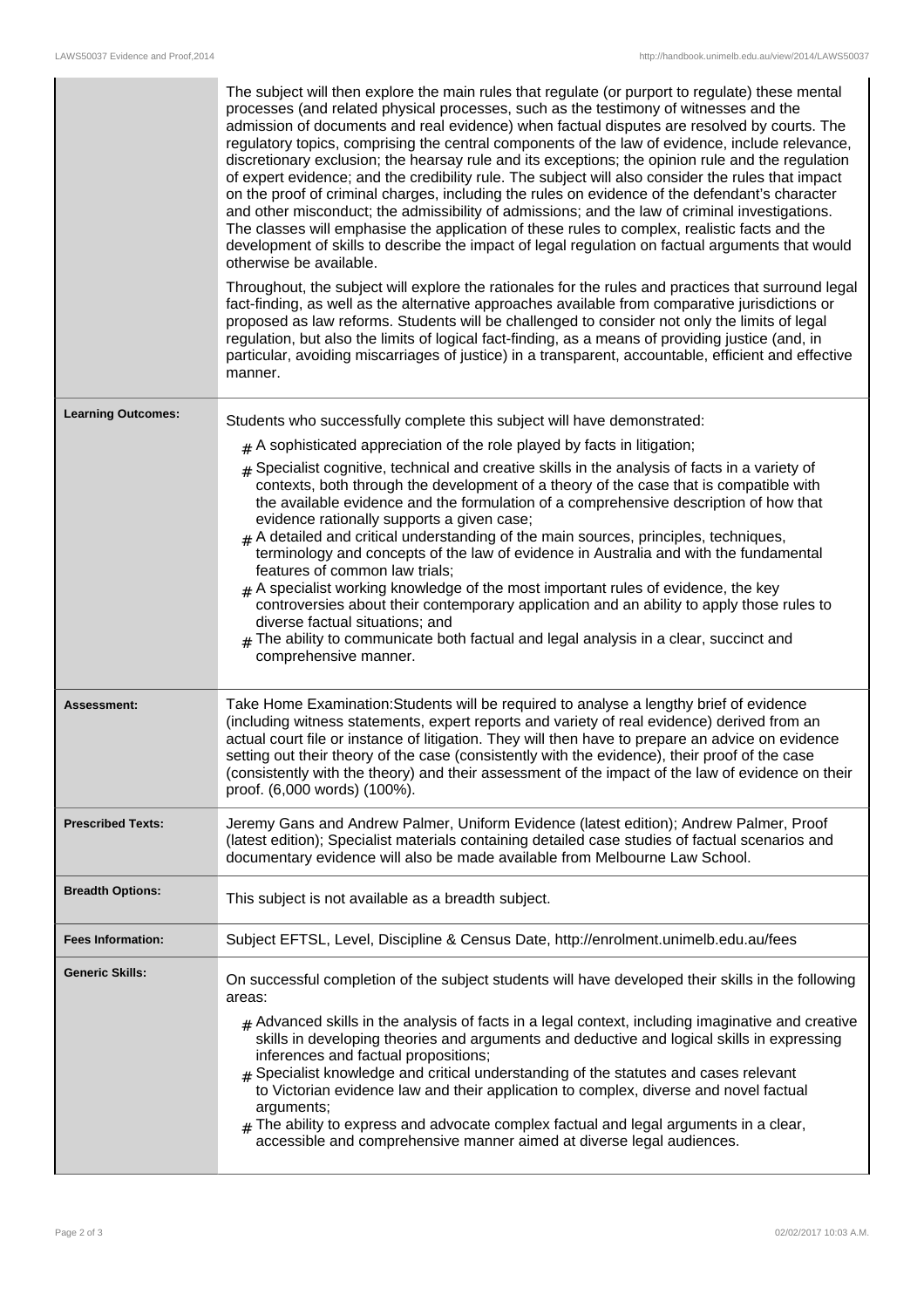| | |
|---|---|
| | The subject will then explore the main rules that regulate (or purport to regulate) these mental processes (and related physical processes, such as the testimony of witnesses and the admission of documents and real evidence) when factual disputes are resolved by courts. The regulatory topics, comprising the central components of the law of evidence, include relevance, discretionary exclusion; the hearsay rule and its exceptions; the opinion rule and the regulation of expert evidence; and the credibility rule. The subject will also consider the rules that impact on the proof of criminal charges, including the rules on evidence of the defendant's character and other misconduct; the admissibility of admissions; and the law of criminal investigations. The classes will emphasise the application of these rules to complex, realistic facts and the development of skills to describe the impact of legal regulation on factual arguments that would otherwise be available.<br><br>Throughout, the subject will explore the rationales for the rules and practices that surround legal fact-finding, as well as the alternative approaches available from comparative jurisdictions or proposed as law reforms. Students will be challenged to consider not only the limits of legal regulation, but also the limits of logical fact-finding, as a means of providing justice (and, in particular, avoiding miscarriages of justice) in a transparent, accountable, efficient and effective manner. |
| **Learning Outcomes:** | Students who successfully complete this subject will have demonstrated:<br><br># A sophisticated appreciation of the role played by facts in litigation;<br># Specialist cognitive, technical and creative skills in the analysis of facts in a variety of contexts, both through the development of a theory of the case that is compatible with the available evidence and the formulation of a comprehensive description of how that evidence rationally supports a given case;<br># A detailed and critical understanding of the main sources, principles, techniques, terminology and concepts of the law of evidence in Australia and with the fundamental features of common law trials;<br># A specialist working knowledge of the most important rules of evidence, the key controversies about their contemporary application and an ability to apply those rules to diverse factual situations; and<br># The ability to communicate both factual and legal analysis in a clear, succinct and comprehensive manner. |
| **Assessment:** | Take Home Examination:Students will be required to analyse a lengthy brief of evidence (including witness statements, expert reports and variety of real evidence) derived from an actual court file or instance of litigation. They will then have to prepare an advice on evidence setting out their theory of the case (consistently with the evidence), their proof of the case (consistently with the theory) and their assessment of the impact of the law of evidence on their proof. (6,000 words) (100%). |
| **Prescribed Texts:** | Jeremy Gans and Andrew Palmer, Uniform Evidence (latest edition); Andrew Palmer, Proof (latest edition); Specialist materials containing detailed case studies of factual scenarios and documentary evidence will also be made available from Melbourne Law School. |
| **Breadth Options:** | This subject is not available as a breadth subject. |
| **Fees Information:** | Subject EFTSL, Level, Discipline & Census Date, http://enrolment.unimelb.edu.au/fees |
| **Generic Skills:** | On successful completion of the subject students will have developed their skills in the following areas:<br><br># Advanced skills in the analysis of facts in a legal context, including imaginative and creative skills in developing theories and arguments and deductive and logical skills in expressing inferences and factual propositions;<br># Specialist knowledge and critical understanding of the statutes and cases relevant to Victorian evidence law and their application to complex, diverse and novel factual arguments;<br># The ability to express and advocate complex factual and legal arguments in a clear, accessible and comprehensive manner aimed at diverse legal audiences. |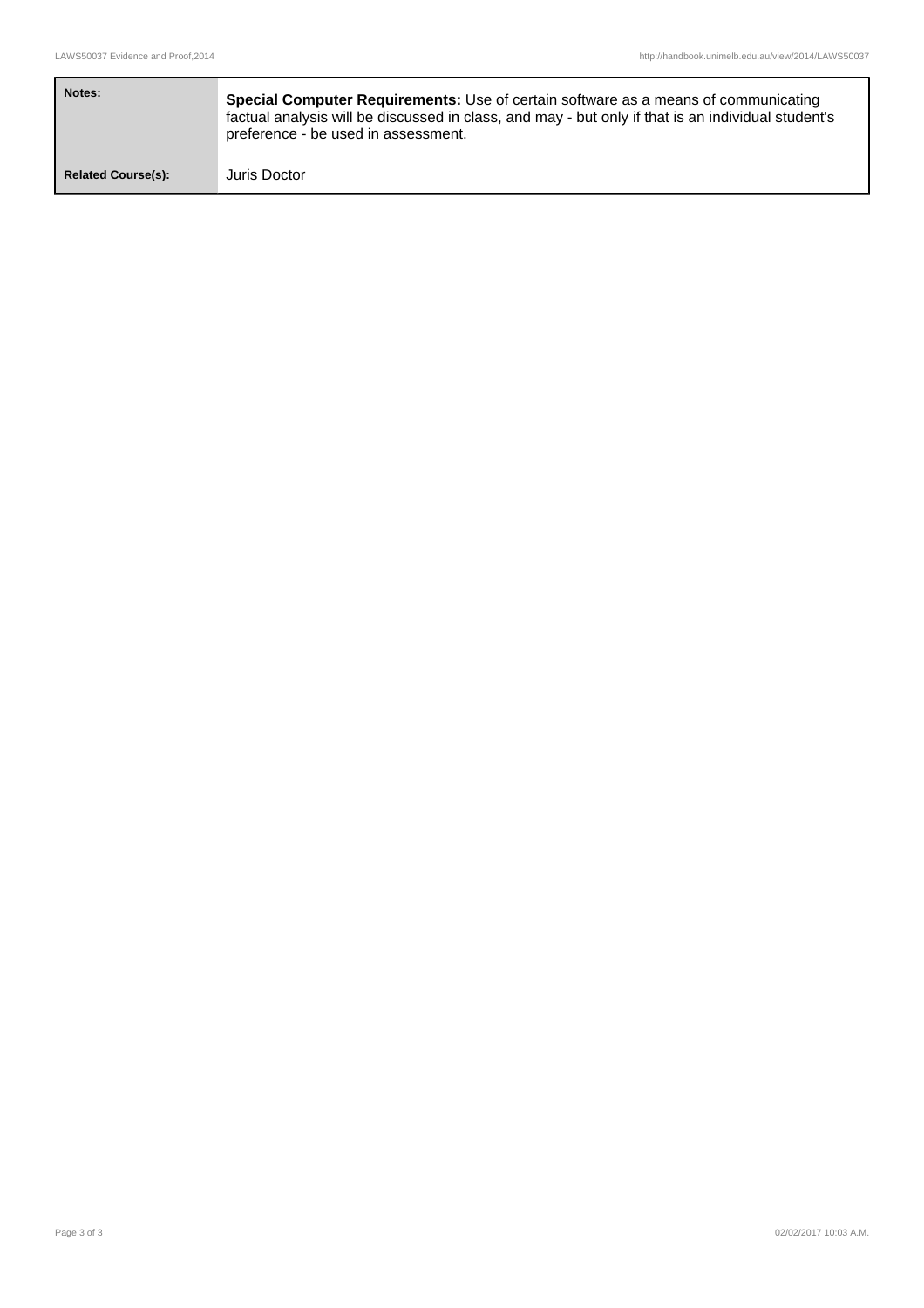| | |
|---|---|
| **Notes:** | **Special Computer Requirements:** Use of certain software as a means of communicating factual analysis will be discussed in class, and may - but only if that is an individual student's preference - be used in assessment. |
| **Related Course(s):** | Juris Doctor |